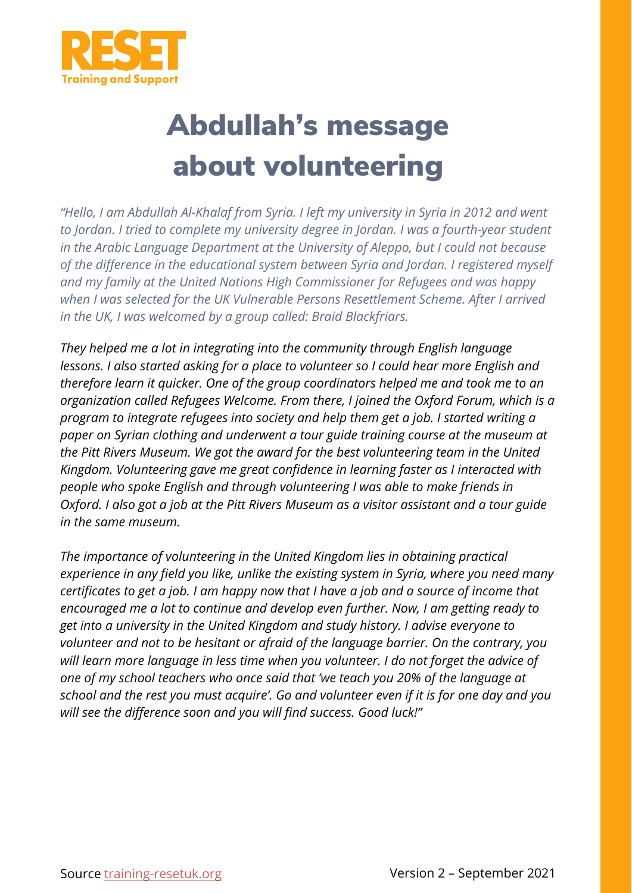RESET
Training and Support

# Abdullah's message about volunteering

*"Hello, I am Abdullah Al-Khalaf from Syria. I left my university in Syria in 2012 and went to Jordan. I tried to complete my university degree in Jordan. I was a fourth-year student in the Arabic Language Department at the University of Aleppo, but I could not because of the difference in the educational system between Syria and Jordan. I registered myself and my family at the United Nations High Commissioner for Refugees and was happy when I was selected for the UK Vulnerable Persons Resettlement Scheme. After I arrived in the UK, I was welcomed by a group called: Braid Blackfriars.*

*They helped me a lot in integrating into the community through English language lessons. I also started asking for a place to volunteer so I could hear more English and therefore learn it quicker. One of the group coordinators helped me and took me to an organization called Refugees Welcome. From there, I joined the Oxford Forum, which is a program to integrate refugees into society and help them get a job. I started writing a paper on Syrian clothing and underwent a tour guide training course at the museum at the Pitt Rivers Museum. We got the award for the best volunteering team in the United Kingdom. Volunteering gave me great confidence in learning faster as I interacted with people who spoke English and through volunteering I was able to make friends in Oxford. I also got a job at the Pitt Rivers Museum as a visitor assistant and a tour guide in the same museum.*

*The importance of volunteering in the United Kingdom lies in obtaining practical experience in any field you like, unlike the existing system in Syria, where you need many certificates to get a job. I am happy now that I have a job and a source of income that encouraged me a lot to continue and develop even further. Now, I am getting ready to get into a university in the United Kingdom and study history. I advise everyone to volunteer and not to be hesitant or afraid of the language barrier. On the contrary, you will learn more language in less time when you volunteer. I do not forget the advice of one of my school teachers who once said that 'we teach you 20% of the language at school and the rest you must acquire'. Go and volunteer even if it is for one day and you will see the difference soon and you will find success. Good luck!"*

Source [training-resetuk.org](training-resetuk.org)    Version 2 – September 2021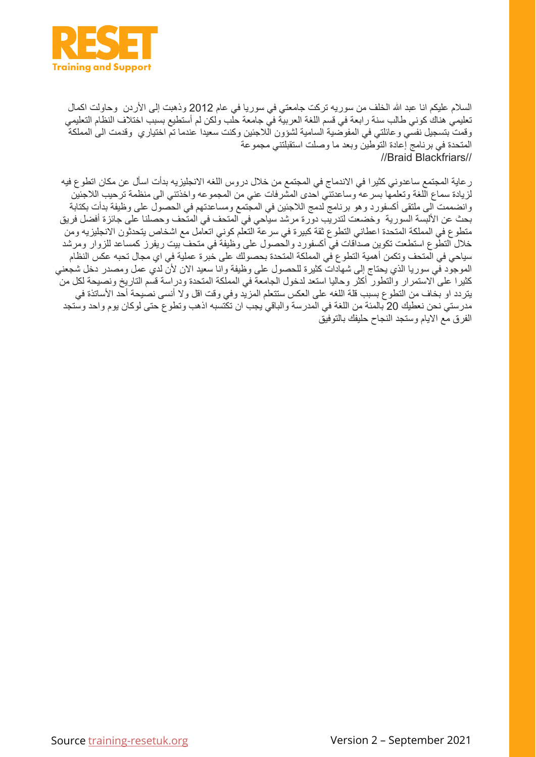السلام عليكم انا عبد الله الخلف من سوريه تركت جامعتي في سوريا في عام 2012 وذهبت إلى الأردن وحاولت اكمال تعليمي هناك كوني طالب سنة رابعة في قسم اللغة العربية في جامعة حلب ولكن لم أستطيع بسبب اختلاف النظام التعليمي وقمت بتسجيل نفسي وعائلتي في المفوضية السامية لشؤون اللاجئين وكنت سعيدا عندما تم اختياري وقدمت الى المملكة المتحدة في برنامج إعادة التوطين وبعد ما وصلت استقبلتني مجموعة //Braid Blackfriars//

رعاية المجتمع ساعدوني كثيرا في الاندماج في المجتمع من خلال دروس اللغه الانجليزيه بدأت اسأل عن مكان اتطوع فيه لزيادة سماع اللغة وتعلمها بسرعه وساعدتني احدى المشرفات عني من المجموعه واخذتني الى منظمة ترحيب اللاجئين وانضممت الى ملتقى أكسفورد وهو برنامج لدمج اللاجئين في المجتمع ومساعدتهم في الحصول على وظيفة بدأت بكتابة بحث عن الألبسة السورية وخضعت لتدريب دورة مرشد سياحي في المتحف وحصلنا على جائزة أفضل فريق متطوع في المملكة المتحدة اعطاني التطوع ثقة كبيرة في سرعة التعلم كوني اتعامل مع اشخاص يتحدثون الانجليزيه ومن خلال التطوع استطعت تكوين صداقات في أكسفورد والحصول على وظيفة في متحف بيت ريفرز كمساعد للزوار ومرشد سياحي في المتحف وتكمن أهمية التطوع في المملكة المتحدة بحصولك على خبرة عملية في اي مجال تحبه عكس النظام الموجود في سوريا الذي يحتاج إلى شهادات كثيرة للحصول على وظيفة وانا سعيد الان لأن لدي عمل ومصدر دخل شجعني كثيرا على الاستمرار والتطور أكثر وحاليا استعد لدخول الجامعة في المملكة المتحدة ودراسة قسم التاريخ ونصيحة لكل من يتردد او يخاف من التطوع بسبب قلة اللغه على العكس ستتعلم المزيد وفي وقت اقل ولا أنسى نصيحة أحد الأساتذة في مدرستي نحن نعطيك 20 بالمئة من اللغة في المدرسة والباقي يجب ان تكتسبه اذهب وتطوع حتى لوكان يوم واحد وستجد الفرق مع الايام وستجد النجاح حليفك بالتوفيق